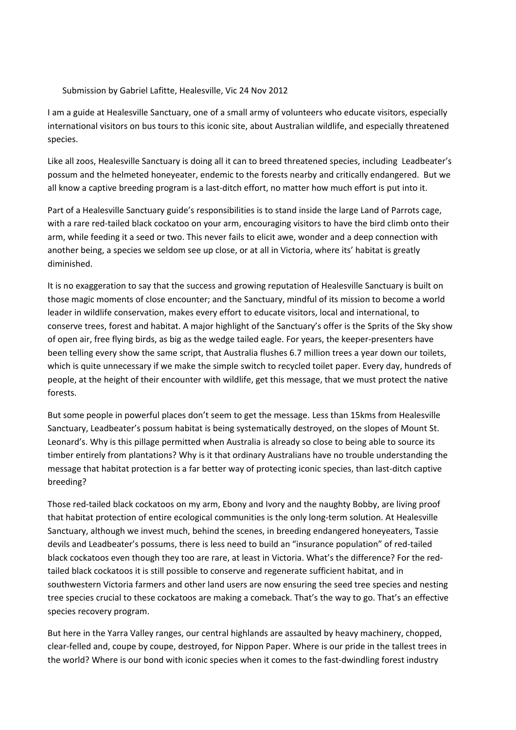Submission by Gabriel Lafitte, Healesville, Vic 24 Nov 2012

I am a guide at Healesville Sanctuary, one of a small army of volunteers who educate visitors, especially international visitors on bus tours to this iconic site, about Australian wildlife, and especially threatened species.

Like all zoos, Healesville Sanctuary is doing all it can to breed threatened species, including Leadbeater's possum and the helmeted honeyeater, endemic to the forests nearby and critically endangered. But we all know a captive breeding program is a last-ditch effort, no matter how much effort is put into it.

Part of a Healesville Sanctuary guide's responsibilities is to stand inside the large Land of Parrots cage, with a rare red-tailed black cockatoo on your arm, encouraging visitors to have the bird climb onto their arm, while feeding it a seed or two. This never fails to elicit awe, wonder and a deep connection with another being, a species we seldom see up close, or at all in Victoria, where its' habitat is greatly diminished.

It is no exaggeration to say that the success and growing reputation of Healesville Sanctuary is built on those magic moments of close encounter; and the Sanctuary, mindful of its mission to become a world leader in wildlife conservation, makes every effort to educate visitors, local and international, to conserve trees, forest and habitat. A major highlight of the Sanctuary's offer is the Sprits of the Sky show of open air, free flying birds, as big as the wedge tailed eagle. For years, the keeper-presenters have been telling every show the same script, that Australia flushes 6.7 million trees a year down our toilets, which is quite unnecessary if we make the simple switch to recycled toilet paper. Every day, hundreds of people, at the height of their encounter with wildlife, get this message, that we must protect the native forests.

But some people in powerful places don't seem to get the message. Less than 15kms from Healesville Sanctuary, Leadbeater's possum habitat is being systematically destroyed, on the slopes of Mount St. Leonard's. Why is this pillage permitted when Australia is already so close to being able to source its timber entirely from plantations? Why is it that ordinary Australians have no trouble understanding the message that habitat protection is a far better way of protecting iconic species, than last-ditch captive breeding?

Those red-tailed black cockatoos on my arm, Ebony and Ivory and the naughty Bobby, are living proof that habitat protection of entire ecological communities is the only long-term solution. At Healesville Sanctuary, although we invest much, behind the scenes, in breeding endangered honeyeaters, Tassie devils and Leadbeater's possums, there is less need to build an "insurance population" of red-tailed black cockatoos even though they too are rare, at least in Victoria. What's the difference? For the red-tailed black cockatoos it is still possible to conserve and regenerate sufficient habitat, and in southwestern Victoria farmers and other land users are now ensuring the seed tree species and nesting tree species crucial to these cockatoos are making a comeback. That's the way to go. That's an effective species recovery program.

But here in the Yarra Valley ranges, our central highlands are assaulted by heavy machinery, chopped, clear-felled and, coupe by coupe, destroyed, for Nippon Paper. Where is our pride in the tallest trees in the world? Where is our bond with iconic species when it comes to the fast-dwindling forest industry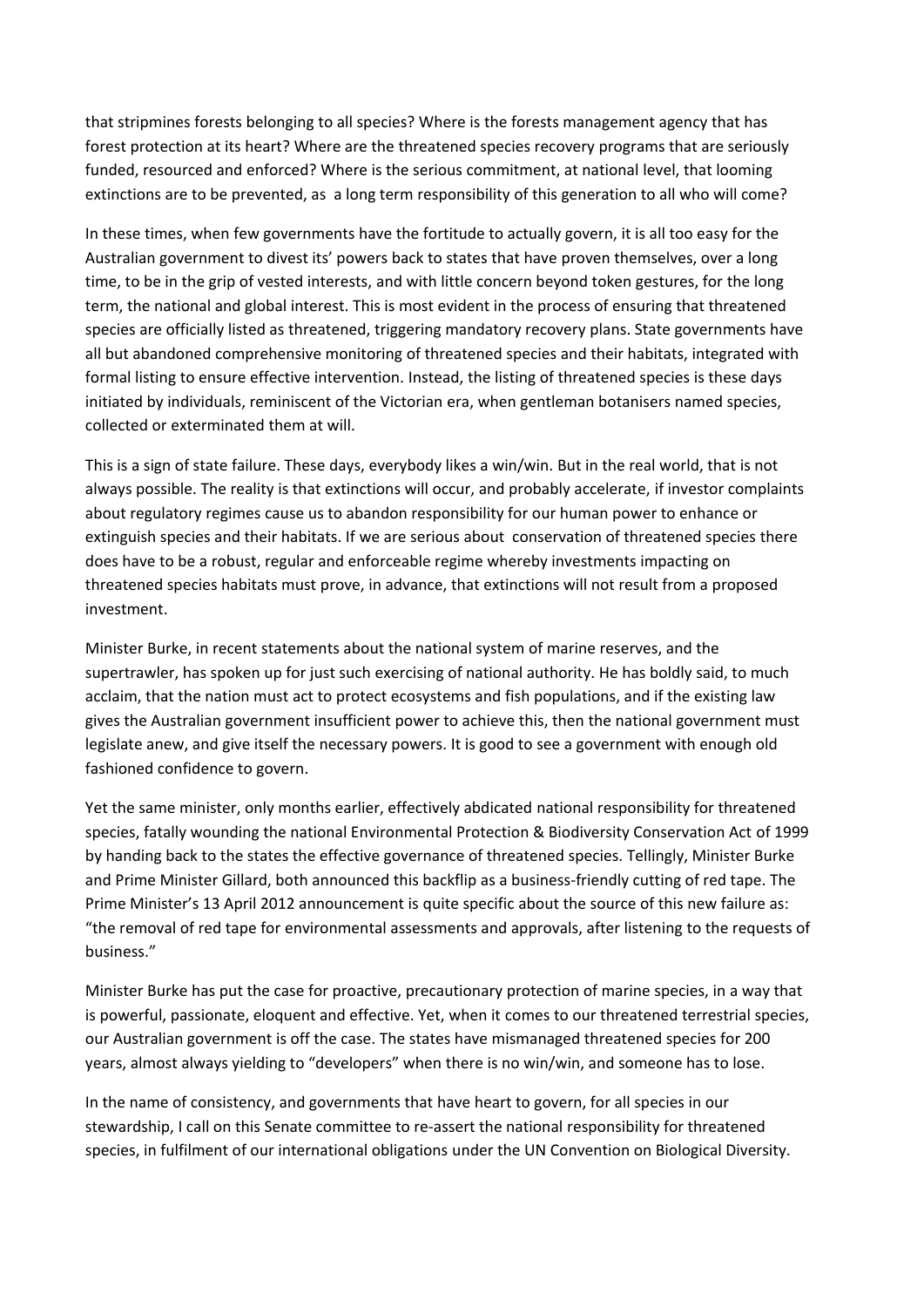that stripmines forests belonging to all species? Where is the forests management agency that has forest protection at its heart? Where are the threatened species recovery programs that are seriously funded, resourced and enforced? Where is the serious commitment, at national level, that looming extinctions are to be prevented, as a long term responsibility of this generation to all who will come?

In these times, when few governments have the fortitude to actually govern, it is all too easy for the Australian government to divest its' powers back to states that have proven themselves, over a long time, to be in the grip of vested interests, and with little concern beyond token gestures, for the long term, the national and global interest. This is most evident in the process of ensuring that threatened species are officially listed as threatened, triggering mandatory recovery plans. State governments have all but abandoned comprehensive monitoring of threatened species and their habitats, integrated with formal listing to ensure effective intervention. Instead, the listing of threatened species is these days initiated by individuals, reminiscent of the Victorian era, when gentleman botanisers named species, collected or exterminated them at will.

This is a sign of state failure. These days, everybody likes a win/win. But in the real world, that is not always possible. The reality is that extinctions will occur, and probably accelerate, if investor complaints about regulatory regimes cause us to abandon responsibility for our human power to enhance or extinguish species and their habitats. If we are serious about conservation of threatened species there does have to be a robust, regular and enforceable regime whereby investments impacting on threatened species habitats must prove, in advance, that extinctions will not result from a proposed investment.

Minister Burke, in recent statements about the national system of marine reserves, and the supertrawler, has spoken up for just such exercising of national authority. He has boldly said, to much acclaim, that the nation must act to protect ecosystems and fish populations, and if the existing law gives the Australian government insufficient power to achieve this, then the national government must legislate anew, and give itself the necessary powers. It is good to see a government with enough old fashioned confidence to govern.

Yet the same minister, only months earlier, effectively abdicated national responsibility for threatened species, fatally wounding the national Environmental Protection & Biodiversity Conservation Act of 1999 by handing back to the states the effective governance of threatened species. Tellingly, Minister Burke and Prime Minister Gillard, both announced this backflip as a business-friendly cutting of red tape. The Prime Minister's 13 April 2012 announcement is quite specific about the source of this new failure as: "the removal of red tape for environmental assessments and approvals, after listening to the requests of business."

Minister Burke has put the case for proactive, precautionary protection of marine species, in a way that is powerful, passionate, eloquent and effective. Yet, when it comes to our threatened terrestrial species, our Australian government is off the case. The states have mismanaged threatened species for 200 years, almost always yielding to "developers" when there is no win/win, and someone has to lose.

In the name of consistency, and governments that have heart to govern, for all species in our stewardship, I call on this Senate committee to re-assert the national responsibility for threatened species, in fulfilment of our international obligations under the UN Convention on Biological Diversity.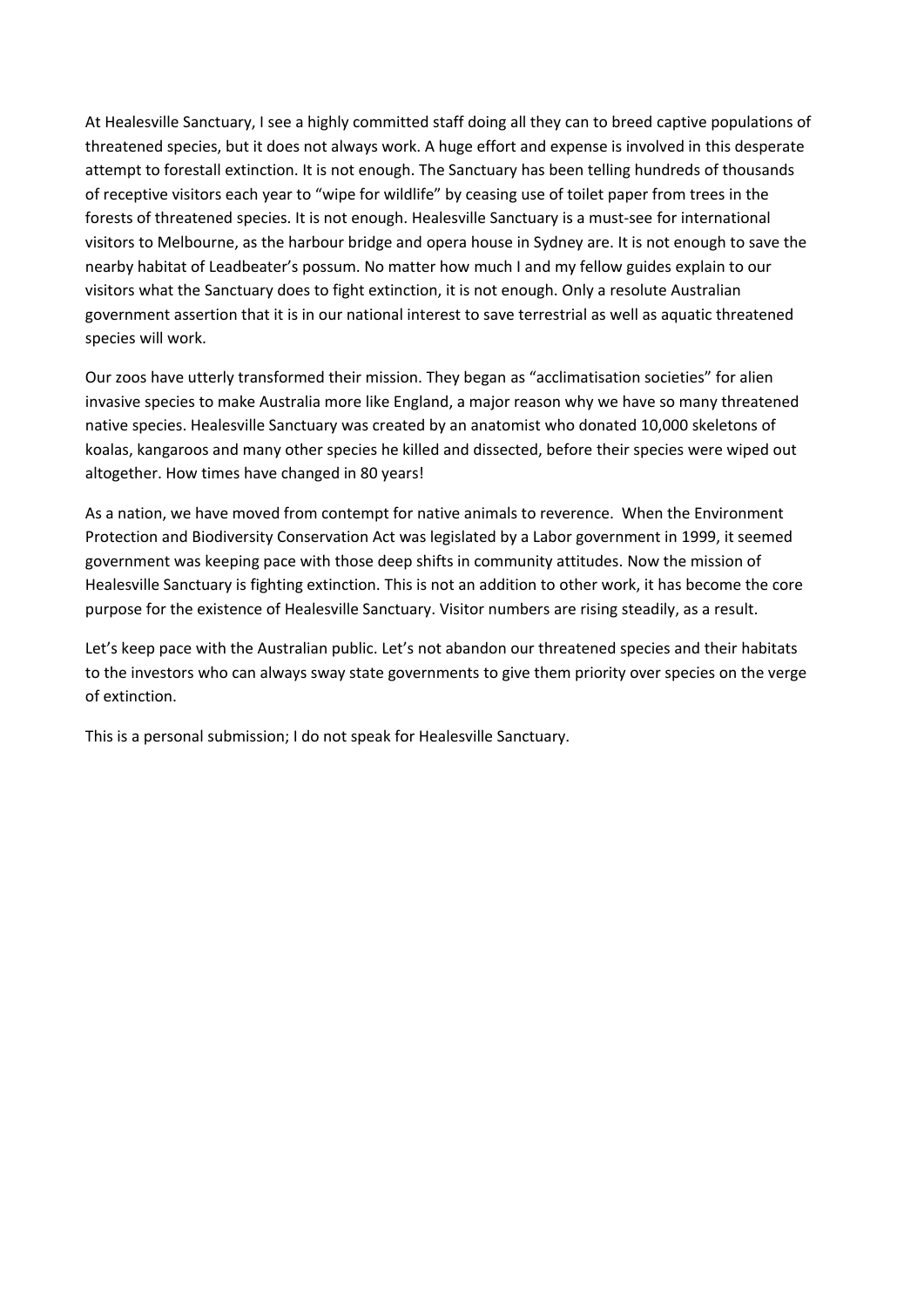At Healesville Sanctuary, I see a highly committed staff doing all they can to breed captive populations of threatened species, but it does not always work. A huge effort and expense is involved in this desperate attempt to forestall extinction. It is not enough. The Sanctuary has been telling hundreds of thousands of receptive visitors each year to "wipe for wildlife" by ceasing use of toilet paper from trees in the forests of threatened species. It is not enough. Healesville Sanctuary is a must-see for international visitors to Melbourne, as the harbour bridge and opera house in Sydney are. It is not enough to save the nearby habitat of Leadbeater's possum. No matter how much I and my fellow guides explain to our visitors what the Sanctuary does to fight extinction, it is not enough. Only a resolute Australian government assertion that it is in our national interest to save terrestrial as well as aquatic threatened species will work.

Our zoos have utterly transformed their mission. They began as "acclimatisation societies" for alien invasive species to make Australia more like England, a major reason why we have so many threatened native species. Healesville Sanctuary was created by an anatomist who donated 10,000 skeletons of koalas, kangaroos and many other species he killed and dissected, before their species were wiped out altogether. How times have changed in 80 years!

As a nation, we have moved from contempt for native animals to reverence. When the Environment Protection and Biodiversity Conservation Act was legislated by a Labor government in 1999, it seemed government was keeping pace with those deep shifts in community attitudes. Now the mission of Healesville Sanctuary is fighting extinction. This is not an addition to other work, it has become the core purpose for the existence of Healesville Sanctuary. Visitor numbers are rising steadily, as a result.

Let's keep pace with the Australian public. Let's not abandon our threatened species and their habitats to the investors who can always sway state governments to give them priority over species on the verge of extinction.

This is a personal submission; I do not speak for Healesville Sanctuary.